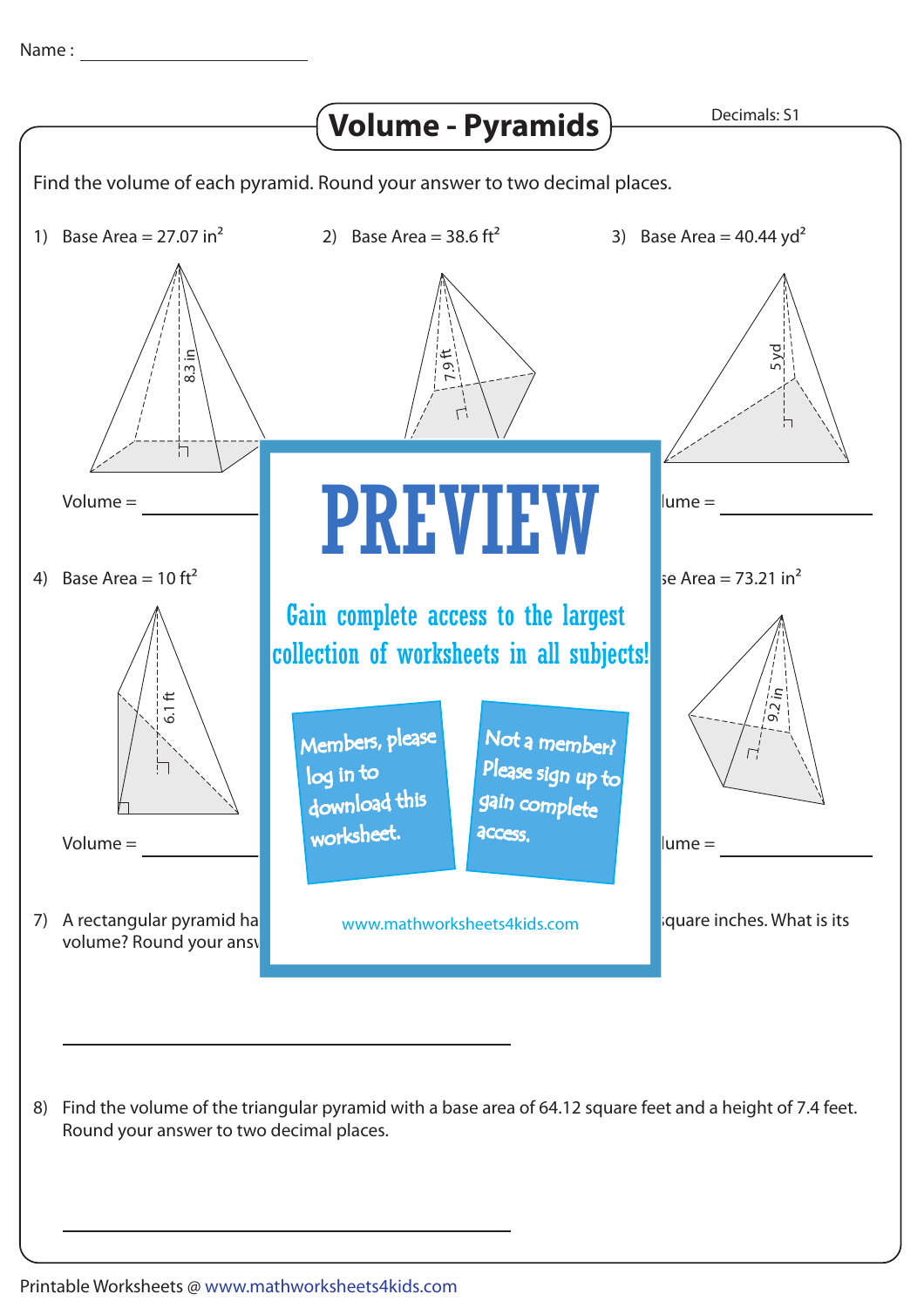Name : ______________________

# Volume - Pyramids

Decimals: S1

Find the volume of each pyramid. Round your answer to two decimal places.

1) Base Area = 27.07 in$^2$

8.3 in

Volume = ____________

2) Base Area = 38.6 ft$^2$

7.9 ft

3) Base Area = 40.44 yd$^2$

5 yd

lume = ____________

4) Base Area = 10 ft$^2$

6.1 ft

Volume = ____________

se Area = 73.21 in$^2$

9.2 in

lume = ____________

PREVIEW

Gain complete access to the largest collection of worksheets in all subjects!

Members, please log in to download this worksheet.

Not a member? Please sign up to gain complete access.

www.mathworksheets4kids.com

7) A rectangular pyramid ha ... quare inches. What is its volume? Round your ansv

____________________________________

8) Find the volume of the triangular pyramid with a base area of 64.12 square feet and a height of 7.4 feet. Round your answer to two decimal places.

____________________________________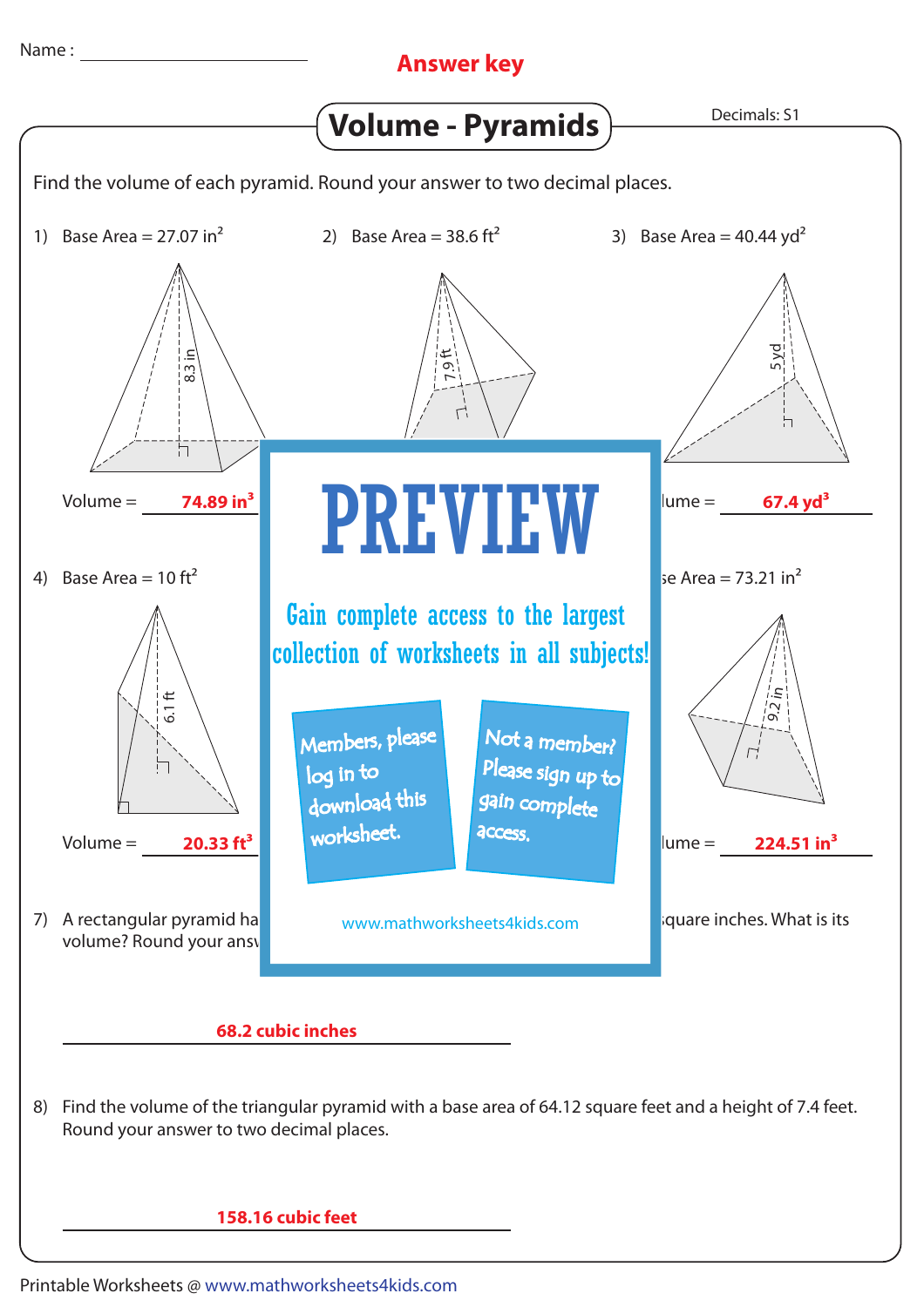Name : ____________________

**Answer key**

# Volume - Pyramids

Decimals: S1

Find the volume of each pyramid. Round your answer to two decimal places.

1) Base Area = 27.07 in$^2$

8.3 in

Volume = **74.89 in$^3$**

2) Base Area = 38.6 ft$^2$

7.9 ft

3) Base Area = 40.44 yd$^2$

5 yd

lume = **67.4 yd$^3$**

4) Base Area = 10 ft$^2$

6.1 ft

Volume = **20.33 ft$^3$**

se Area = 73.21 in$^2$

9.2 in

lume = **224.51 in$^3$**

# PREVIEW

Gain complete access to the largest collection of worksheets in all subjects!

Members, please log in to download this worksheet.

Not a member? Please sign up to gain complete access.

www.mathworksheets4kids.com

7) A rectangular pyramid ha … quare inches. What is its volume? Round your ans…

**68.2 cubic inches**

8) Find the volume of the triangular pyramid with a base area of 64.12 square feet and a height of 7.4 feet. Round your answer to two decimal places.

**158.16 cubic feet**

Printable Worksheets @ www.mathworksheets4kids.com